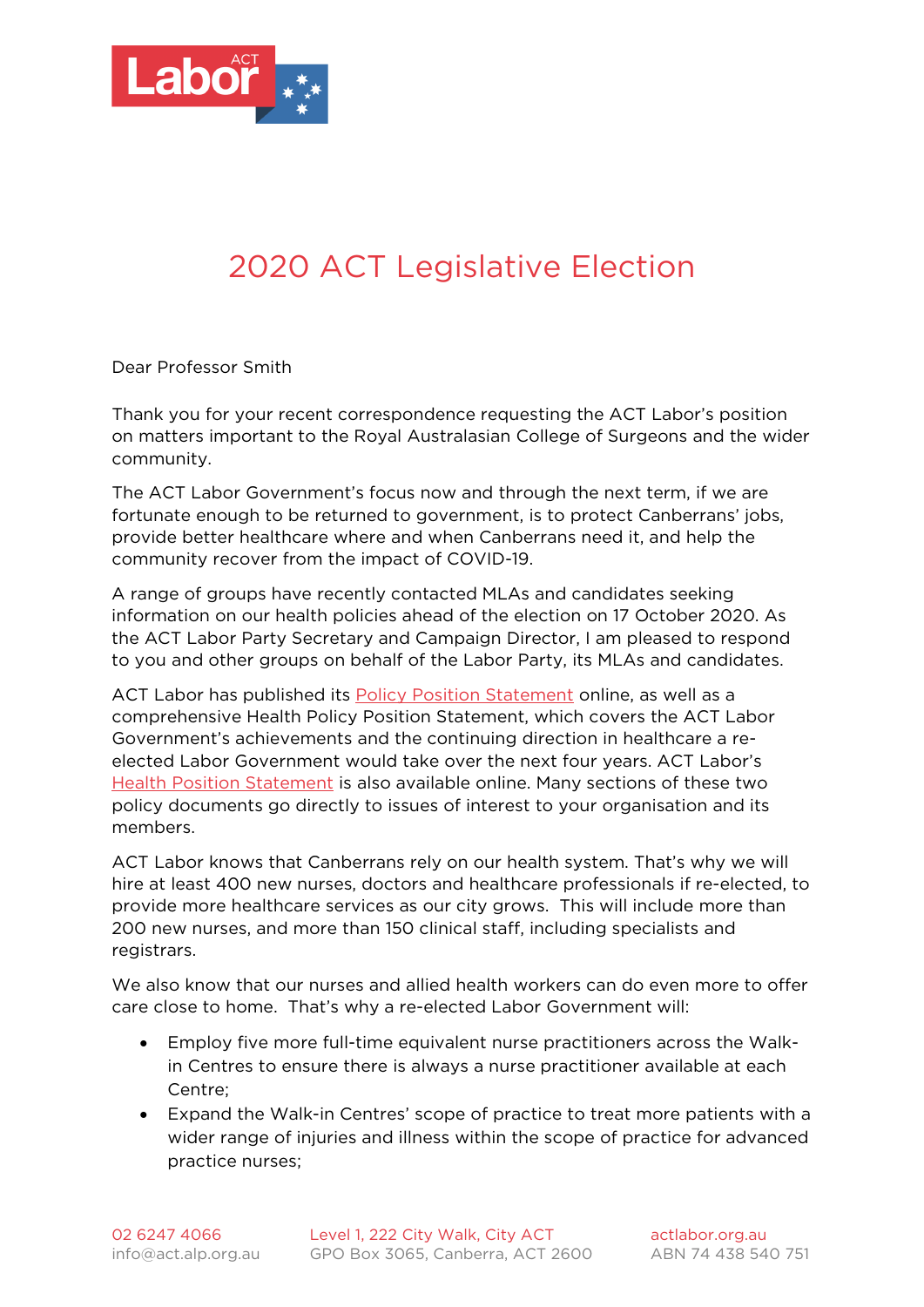# 2020 ACT Legislative Election

Dear Professor Smith

Thank you for your recent correspondence requesting the ACT Labor's position on matters important to the Royal Australasian College of Surgeons and the wider community.

The ACT Labor Government's focus now and through the next term, if we are fortunate enough to be returned to government, is to protect Canberrans' jobs, provide better healthcare where and when Canberrans need it, and help the community recover from the impact of COVID-19.

A range of groups have recently contacted MLAs and candidates seeking information on our health policies ahead of the election on 17 October 2020. As the ACT Labor Party Secretary and Campaign Director, I am pleased to respond to you and other groups on behalf of the Labor Party, its MLAs and candidates.

ACT Labor has published its Policy Position Statement online, as well as a comprehensive Health Policy Position Statement, which covers the ACT Labor Government's achievements and the continuing direction in healthcare a re-elected Labor Government would take over the next four years. ACT Labor's Health Position Statement is also available online. Many sections of these two policy documents go directly to issues of interest to your organisation and its members.

ACT Labor knows that Canberrans rely on our health system. That's why we will hire at least 400 new nurses, doctors and healthcare professionals if re-elected, to provide more healthcare services as our city grows. This will include more than 200 new nurses, and more than 150 clinical staff, including specialists and registrars.

We also know that our nurses and allied health workers can do even more to offer care close to home. That's why a re-elected Labor Government will:

- Employ five more full-time equivalent nurse practitioners across the Walk-in Centres to ensure there is always a nurse practitioner available at each Centre;
- Expand the Walk-in Centres' scope of practice to treat more patients with a wider range of injuries and illness within the scope of practice for advanced practice nurses;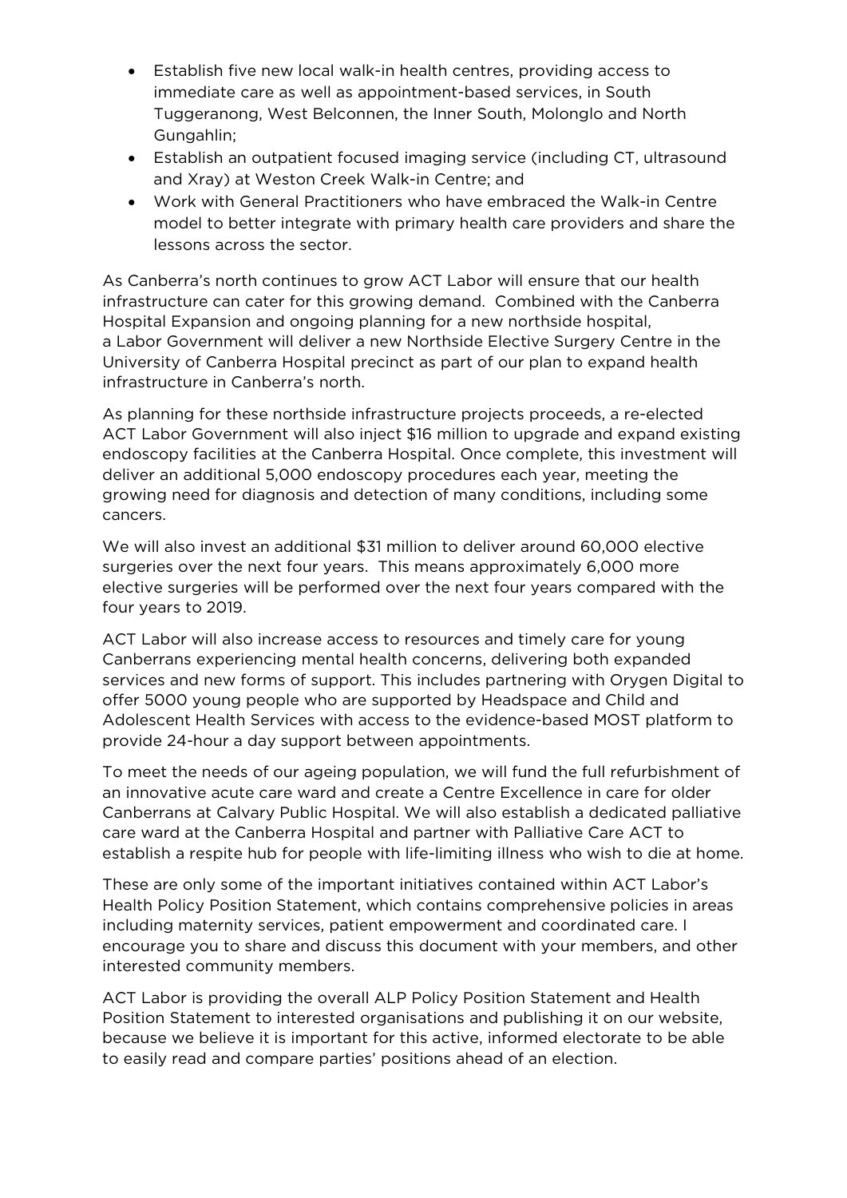- Establish five new local walk-in health centres, providing access to immediate care as well as appointment-based services, in South Tuggeranong, West Belconnen, the Inner South, Molonglo and North Gungahlin;
- Establish an outpatient focused imaging service (including CT, ultrasound and Xray) at Weston Creek Walk-in Centre; and
- Work with General Practitioners who have embraced the Walk-in Centre model to better integrate with primary health care providers and share the lessons across the sector.

As Canberra's north continues to grow ACT Labor will ensure that our health infrastructure can cater for this growing demand. Combined with the Canberra Hospital Expansion and ongoing planning for a new northside hospital, a Labor Government will deliver a new Northside Elective Surgery Centre in the University of Canberra Hospital precinct as part of our plan to expand health infrastructure in Canberra's north.

As planning for these northside infrastructure projects proceeds, a re-elected ACT Labor Government will also inject $16 million to upgrade and expand existing endoscopy facilities at the Canberra Hospital. Once complete, this investment will deliver an additional 5,000 endoscopy procedures each year, meeting the growing need for diagnosis and detection of many conditions, including some cancers.

We will also invest an additional $31 million to deliver around 60,000 elective surgeries over the next four years. This means approximately 6,000 more elective surgeries will be performed over the next four years compared with the four years to 2019.

ACT Labor will also increase access to resources and timely care for young Canberrans experiencing mental health concerns, delivering both expanded services and new forms of support. This includes partnering with Orygen Digital to offer 5000 young people who are supported by Headspace and Child and Adolescent Health Services with access to the evidence-based MOST platform to provide 24-hour a day support between appointments.

To meet the needs of our ageing population, we will fund the full refurbishment of an innovative acute care ward and create a Centre Excellence in care for older Canberrans at Calvary Public Hospital. We will also establish a dedicated palliative care ward at the Canberra Hospital and partner with Palliative Care ACT to establish a respite hub for people with life-limiting illness who wish to die at home.

These are only some of the important initiatives contained within ACT Labor's Health Policy Position Statement, which contains comprehensive policies in areas including maternity services, patient empowerment and coordinated care. I encourage you to share and discuss this document with your members, and other interested community members.

ACT Labor is providing the overall ALP Policy Position Statement and Health Position Statement to interested organisations and publishing it on our website, because we believe it is important for this active, informed electorate to be able to easily read and compare parties' positions ahead of an election.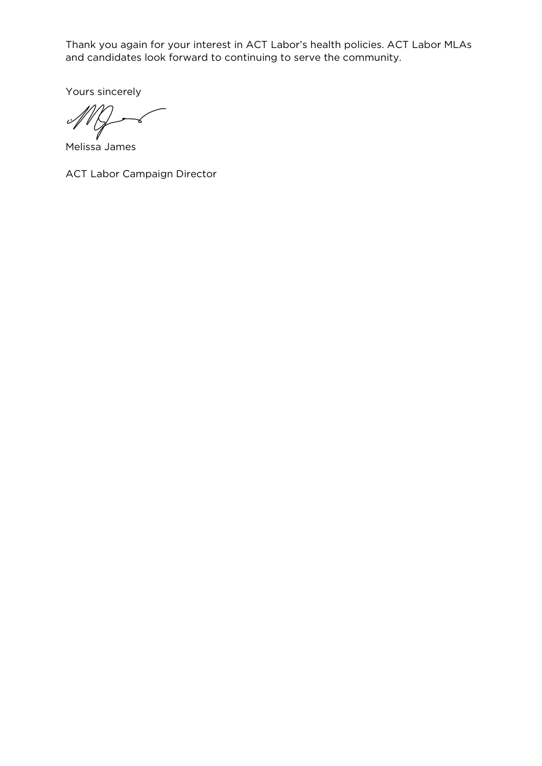Thank you again for your interest in ACT Labor's health policies. ACT Labor MLAs and candidates look forward to continuing to serve the community.

Yours sincerely

Melissa James

ACT Labor Campaign Director